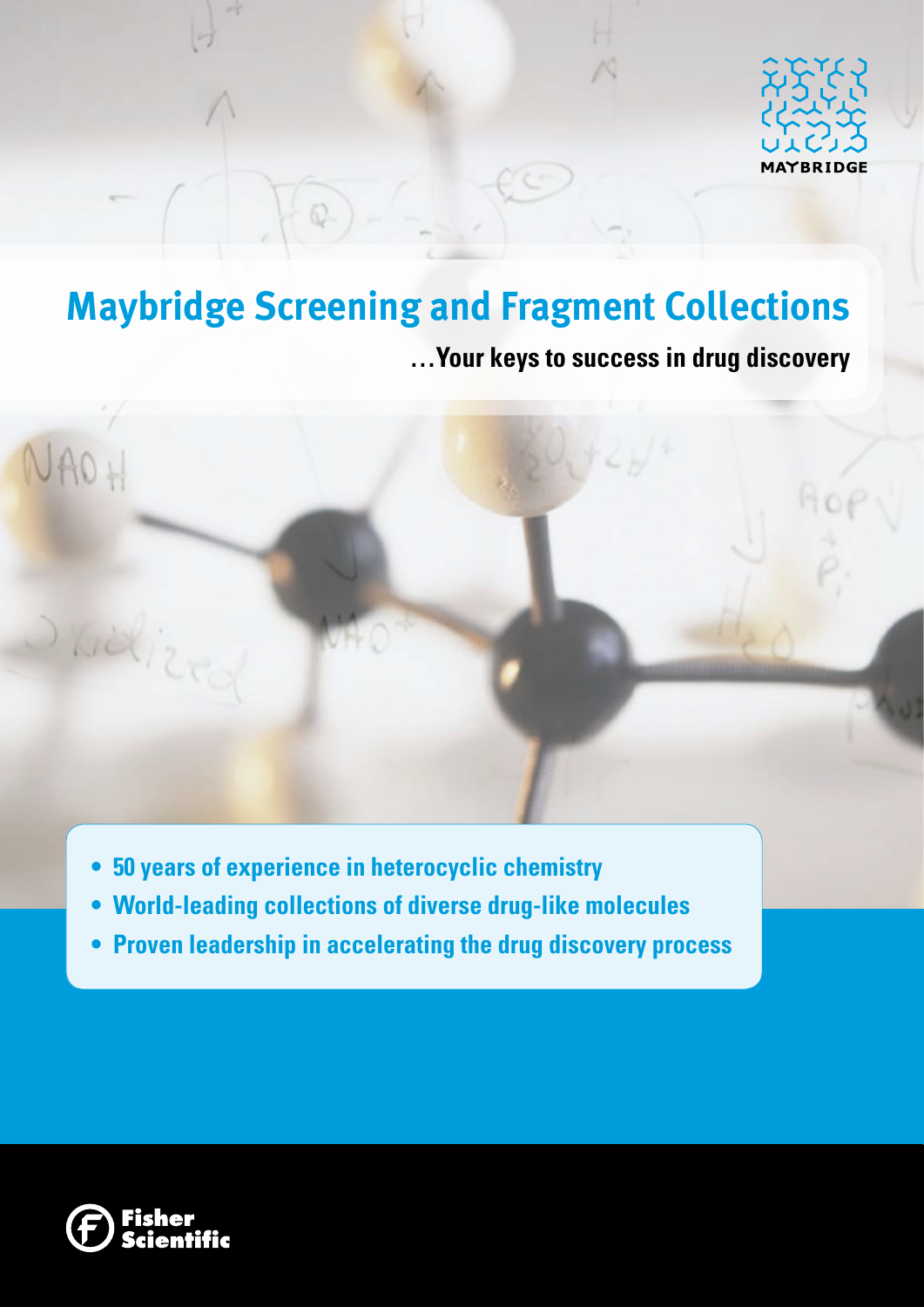MAYBRIDGE

# Maybridge Screening and Fragment Collections

**…Your keys to success in drug discovery**

- **50 years of experience in heterocyclic chemistry**
- **World-leading collections of diverse drug-like molecules**
- **Proven leadership in accelerating the drug discovery process**

Fisher Scientific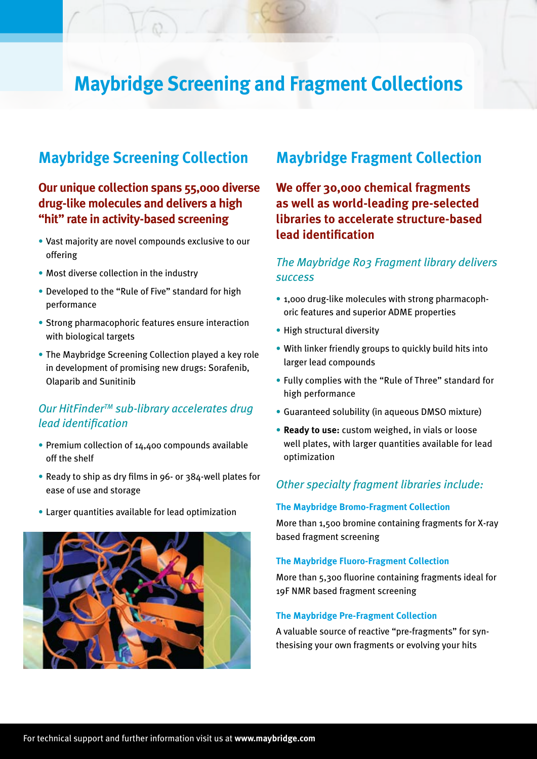# Maybridge Screening and Fragment Collections

## Maybridge Screening Collection

### Our unique collection spans 55,000 diverse drug-like molecules and delivers a high "hit" rate in activity-based screening

- Vast majority are novel compounds exclusive to our offering
- Most diverse collection in the industry
- Developed to the "Rule of Five" standard for high performance
- Strong pharmacophoric features ensure interaction with biological targets
- The Maybridge Screening Collection played a key role in development of promising new drugs: Sorafenib, Olaparib and Sunitinib

### *Our HitFinder™ sub-library accelerates drug lead identification*

- Premium collection of 14,400 compounds available off the shelf
- Ready to ship as dry films in 96- or 384-well plates for ease of use and storage
- Larger quantities available for lead optimization

## Maybridge Fragment Collection

### We offer 30,000 chemical fragments as well as world-leading pre-selected libraries to accelerate structure-based lead identification

### *The Maybridge Ro3 Fragment library delivers success*

- 1,000 drug-like molecules with strong pharmacophoric features and superior ADME properties
- High structural diversity
- With linker friendly groups to quickly build hits into larger lead compounds
- Fully complies with the "Rule of Three" standard for high performance
- Guaranteed solubility (in aqueous DMSO mixture)
- **Ready to use:** custom weighed, in vials or loose well plates, with larger quantities available for lead optimization

### *Other specialty fragment libraries include:*

**The Maybridge Bromo-Fragment Collection**

More than 1,500 bromine containing fragments for X-ray based fragment screening

**The Maybridge Fluoro-Fragment Collection**

More than 5,300 fluorine containing fragments ideal for 19F NMR based fragment screening

**The Maybridge Pre-Fragment Collection**

A valuable source of reactive "pre-fragments" for synthesising your own fragments or evolving your hits

For technical support and further information visit us at **www.maybridge.com**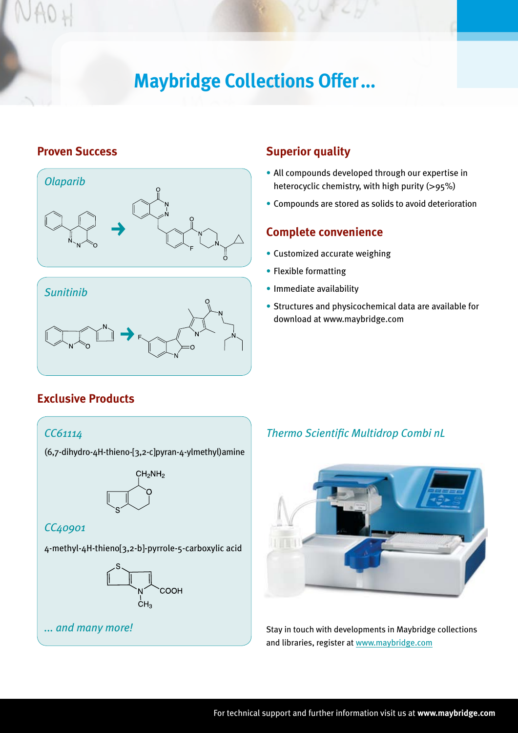# Maybridge Collections Offer...

## Proven Success

*Olaparib*

*Sunitinib*

## Exclusive Products

*CC61114*

(6,7-dihydro-4H-thieno-[3,2-c]pyran-4-ylmethyl)amine

*CC40901*

4-methyl-4H-thieno[3,2-b]-pyrrole-5-carboxylic acid

*... and many more!*

## Superior quality

- All compounds developed through our expertise in heterocyclic chemistry, with high purity (>95%)
- Compounds are stored as solids to avoid deterioration

## Complete convenience

- Customized accurate weighing
- Flexible formatting
- Immediate availability
- Structures and physicochemical data are available for download at www.maybridge.com

*Thermo Scientific Multidrop Combi nL*

Stay in touch with developments in Maybridge collections and libraries, register at www.maybridge.com

For technical support and further information visit us at **www.maybridge.com**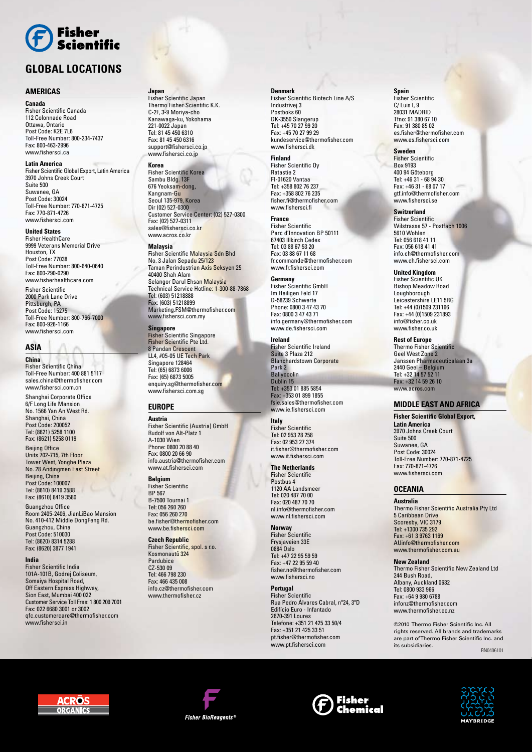Fisher Scientific

# GLOBAL LOCATIONS

## AMERICAS

**Canada**
Fisher Scientific Canada
112 Colonnade Road
Ottawa, Ontario
Post Code: K2E 7L6
Toll-Free Number: 800-234-7437
Fax: 800-463-2996
www.fishersci.ca

**Latin America**
Fisher Scientific Global Export, Latin America
3970 Johns Creek Court
Suite 500
Suwanee, GA
Post Code: 30024
Toll-Free Number: 770-871-4725
Fax: 770-871-4726
www.fishersci.com

**United States**
Fisher HealthCare
9999 Veterans Memorial Drive
Houston, TX
Post Code: 77038
Toll-Free Number: 800-640-0640
Fax: 800-290-0290
www.fisherhealthcare.com

Fisher Scientific
2000 Park Lane Drive
Pittsburgh, PA
Post Code: 15275
Toll-Free Number: 800-766-7000
Fax: 800-926-1166
www.fishersci.com

## ASIA

**China**
Fisher Scientific China
Toll-Free Number: 400 881 5117
sales.china@thermofisher.com
www.fishersci.com.cn

Shanghai Corporate Office
6/F Long Life Mansion
No. 1566 Yan An West Rd.
Shanghai, China
Post Code: 200052
Tel: (8621) 5258 1100
Fax: (8621) 5258 0119

Beijing Office
Units 702-715, 7th Floor
Tower West, Yonghe Plaza
No. 28 Andingmen East Street
Beijing, China
Post Code: 100007
Tel: (8610) 8419 3588
Fax: (8610) 8419 3580

Guangzhou Office
Room 2405-2406, JianLiBao Mansion
No. 410-412 Middle DongFeng Rd.
Guangzhou, China
Post Code: 510030
Tel: (8620) 8314 5288
Fax: (8620) 3877 1941

**India**
Fisher Scientific India
101A-101B, Godrej Coliseum,
Somaiya Hospital Road,
Off Eastern Express Highway,
Sion East, Mumbai 400 022
Customer Service Toll Free: 1 800 209 7001
Fax: 022 6680 3001 or 3002
qfc.customercare@thermofisher.com
www.fishersci.in

**Japan**
Fisher Scientific Japan
Thermo Fisher Scientific K.K.
C-2F, 3-9 Moriya-cho
Kanawaga-ku, Yokohama
221-0022 Japan
Tel: 81 45 450 6310
Fax: 81 45 450 6316
support@fishersci.co.jp
www.fishersci.co.jp

**Korea**
Fisher Scientific Korea
Sambu Bldg. 13F
676 Yeoksam-dong,
Kangnam-Gu
Seoul 135-979, Korea
Dir (02) 527-0300
Customer Service Center: (02) 527-0300
Fax: (02) 527-0311
sales@fishersci.co.kr
www.acros.co.kr

**Malaysia**
Fisher Scientific Malaysia Sdn Bhd
No. 3 Jalan Sepadu 25/123
Taman Perindustrian Axis Seksyen 25
40400 Shah Alam
Selangor Darul Ehsan Malaysia
Technical Service Hotline: 1-300-88-7868
Tel: (603) 51218888
Fax: (603) 51218899
Marketing.FSM@thermofisher.com
www.fishersci.com.my

**Singapore**
Fisher Scientific Singapore
Fisher Scientific Pte Ltd.
8 Pandan Crescent
LL4, #05-05 UE Tech Park
Singapore 128464
Tel: (65) 6873 6006
Fax: (65) 6873 5005
enquiry.sg@thermofisher.com
www.fishersci.com.sg

## EUROPE

**Austria**
Fisher Scientific (Austria) GmbH
Rudolf von Alt-Platz 1
A-1030 Wien
Phone: 0800 20 88 40
Fax: 0800 20 66 90
info.austria@thermofisher.com
www.at.fishersci.com

**Belgium**
Fisher Scientific
BP 567
B-7500 Tournai 1
Tel: 056 260 260
Fax: 056 260 270
be.fisher@thermofisher.com
www.be.fishersci.com

**Czech Republic**
Fisher Scientific, spol. s r.o.
Kosmonautů 324
Pardubice
CZ-530 09
Tel: 466 798 230
Fax: 466 435 008
info.cz@thermofisher.com
www.thermofisher.cz

**Denmark**
Fisher Scientific Biotech Line A/S
Industrivej 3
Postboks 60
DK-3550 Slangerup
Tel: +45 70 27 99 20
Fax: +45 70 27 99 29
kundeservice@thermofisher.com
www.fishersci.dk

**Finland**
Fisher Scientific Oy
Ratastie 2
FI-01620 Vantaa
Tel: +358 802 76 237
Fax: +358 802 76 235
fisher.fi@thermofisher.com
www.fishersci.fi

**France**
Fisher Scientific
Parc d'Innovation BP 50111
67403 Illkirch Cedex
Tel: 03 88 67 53 20
Fax: 03 88 67 11 68
fr.commande@thermofisher.com
www.fr.fishersci.com

**Germany**
Fisher Scientific GmbH
Im Heiligen Feld 17
D-58239 Schwerte
Phone: 0800 3 47 43 70
Fax: 0800 3 47 43 71
info.germany@thermofisher.com
www.de.fishersci.com

**Ireland**
Fisher Scientific Ireland
Suite 3 Plaza 212
Blanchardstown Corporate
Park 2
Ballycoolin
Dublin 15
Tel: +353 01 885 5854
Fax: +353 01 899 1855
fsie.sales@thermofisher.com
www.ie.fishersci.com

**Italy**
Fisher Scientific
Tel: 02 953 28 258
Fax: 02 953 27 374
it.fisher@thermofisher.com
www.it.fishersci.com

**The Netherlands**
Fisher Scientific
Postbus 4
1120 AA Landsmeer
Tel: 020 487 70 00
Fax: 020 487 70 70
nl.info@thermofisher.com
www.nl.fishersci.com

**Norway**
Fisher Scientific
Frysjaveien 33E
0884 Oslo
Tel: +47 22 95 59 59
Fax: +47 22 95 59 40
fisher.no@thermofisher.com
www.fishersci.no

**Portugal**
Fisher Scientific
Rua Pedro Álvares Cabral, nº24, 3ºD
Edifício Euro - Infantado
2670-391 Loures
Telefone: +351 21 425 33 50/4
Fax: +351 21 425 33 51
pt.fisher@thermofisher.com
www.pt.fishersci.com

**Spain**
Fisher Scientific
C/ Luis I, 9
28031 MADRID
Tfno: 91 380 67 10
Fax: 91 380 85 02
es.fisher@thermofisher.com
www.es.fishersci.com

**Sweden**
Fisher Scientific
Box 9193
400 94 Göteborg
Tel: +46 31 - 68 94 30
Fax: +46 31 - 68 07 17
gtf.info@thermofisher.com
www.fishersci.se

**Switzerland**
Fisher Scientific
Wilstrasse 57 - Postfach 1006
5610 Wohlen
Tel: 056 618 41 11
Fax: 056 618 41 41
info.ch@thermofisher.com
www.ch.fishersci.com

**United Kingdom**
Fisher Scientific UK
Bishop Meadow Road
Loughborough
Leicestershire LE11 5RG
Tel: +44 (0)1509 231166
Fax: +44 (0)1509 231893
info@fisher.co.uk
www.fisher.co.uk

**Rest of Europe**
Thermo Fisher Scientific
Geel West Zone 2
Janssen Pharmaceuticalaan 3a
2440 Geel – Belgium
Tel: +32 14 57 52 11
Fax: +32 14 59 26 10
www.acros.com

## MIDDLE EAST AND AFRICA

**Fisher Scientific Global Export, Latin America**
3970 Johns Creek Court
Suite 500
Suwanee, GA
Post Code: 30024
Toll-Free Number: 770-871-4725
Fax: 770-871-4726
www.fishersci.com

## OCEANIA

**Australia**
Thermo Fisher Scientific Australia Pty Ltd
5 Caribbean Drive
Scoresby, VIC 3179
Tel: +1300 735 292
Fax: +61 3 9763 1169
AUinfo@thermofisher.com
www.thermofisher.com.au

**New Zealand**
Thermo Fisher Scientific New Zealand Ltd
244 Bush Road,
Albany, Auckland 0632
Tel: 0800 933 966
Fax: +64 9 980 6788
infonz@thermofisher.com
www.thermofisher.co.nz

©2010 Thermo Fisher Scientific Inc. All rights reserved. All brands and trademarks are part of Thermo Fisher Scientific Inc. and its subsidiaries.

BN0406101

ACROS ORGANICS

Fisher BioReagents®

Fisher Chemical

MAYBRIDGE